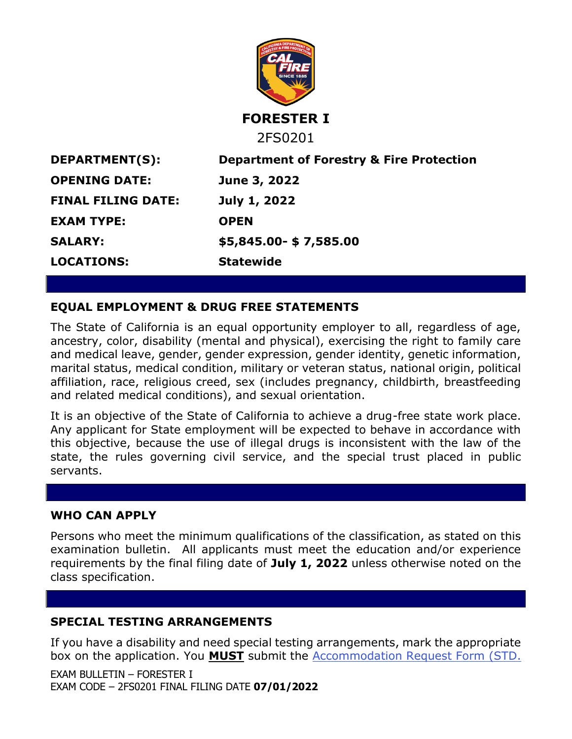# FORESTER I

2FS0201

| | |
|---|---|
| **DEPARTMENT(S):** | **Department of Forestry & Fire Protection** |
| **OPENING DATE:** | **June 3, 2022** |
| **FINAL FILING DATE:** | **July 1, 2022** |
| **EXAM TYPE:** | **OPEN** |
| **SALARY:** | **$5,845.00- $ 7,585.00** |
| **LOCATIONS:** | **Statewide** |

## EQUAL EMPLOYMENT & DRUG FREE STATEMENTS

The State of California is an equal opportunity employer to all, regardless of age, ancestry, color, disability (mental and physical), exercising the right to family care and medical leave, gender, gender expression, gender identity, genetic information, marital status, medical condition, military or veteran status, national origin, political affiliation, race, religious creed, sex (includes pregnancy, childbirth, breastfeeding and related medical conditions), and sexual orientation.

It is an objective of the State of California to achieve a drug-free state work place. Any applicant for State employment will be expected to behave in accordance with this objective, because the use of illegal drugs is inconsistent with the law of the state, the rules governing civil service, and the special trust placed in public servants.

## WHO CAN APPLY

Persons who meet the minimum qualifications of the classification, as stated on this examination bulletin. All applicants must meet the education and/or experience requirements by the final filing date of **July 1, 2022** unless otherwise noted on the class specification.

## SPECIAL TESTING ARRANGEMENTS

If you have a disability and need special testing arrangements, mark the appropriate box on the application. You **MUST** submit the Accommodation Request Form (STD.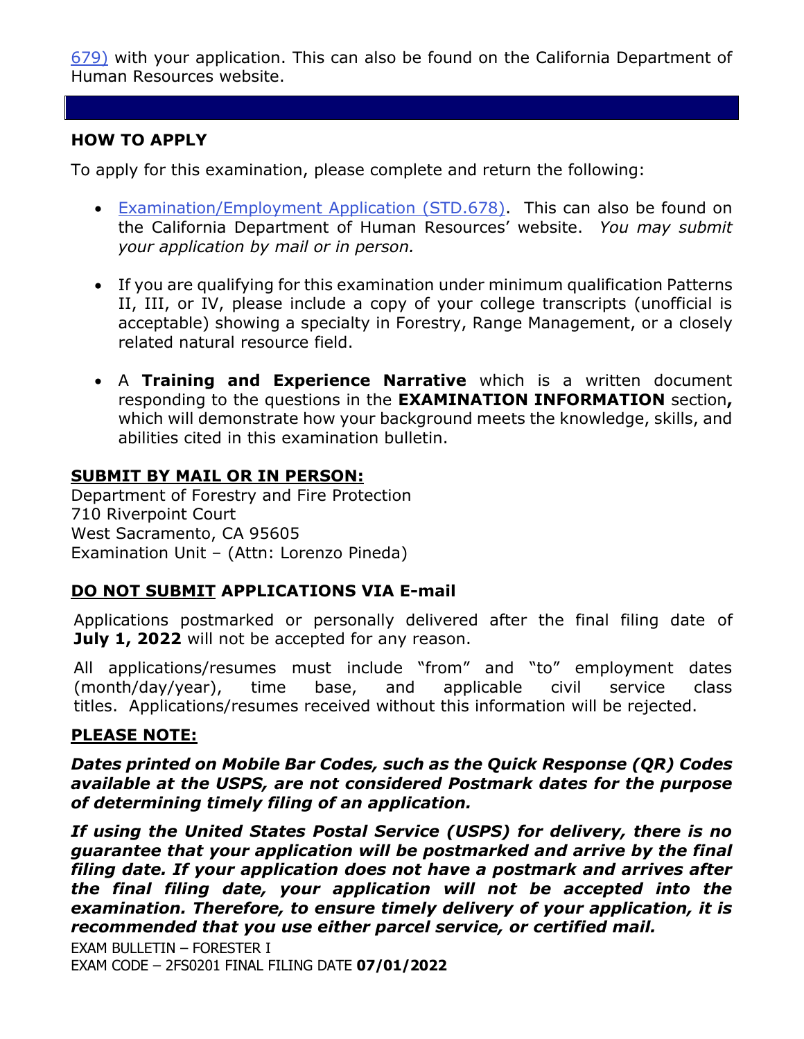679) with your application. This can also be found on the California Department of Human Resources website.

## HOW TO APPLY

To apply for this examination, please complete and return the following:

- Examination/Employment Application (STD.678). This can also be found on the California Department of Human Resources' website. *You may submit your application by mail or in person.*

- If you are qualifying for this examination under minimum qualification Patterns II, III, or IV, please include a copy of your college transcripts (unofficial is acceptable) showing a specialty in Forestry, Range Management, or a closely related natural resource field.

- A **Training and Experience Narrative** which is a written document responding to the questions in the **EXAMINATION INFORMATION** section**,** which will demonstrate how your background meets the knowledge, skills, and abilities cited in this examination bulletin.

**SUBMIT BY MAIL OR IN PERSON:**

Department of Forestry and Fire Protection
710 Riverpoint Court
West Sacramento, CA 95605
Examination Unit – (Attn: Lorenzo Pineda)

**DO NOT SUBMIT APPLICATIONS VIA E-mail**

Applications postmarked or personally delivered after the final filing date of **July 1, 2022** will not be accepted for any reason.

All applications/resumes must include "from" and "to" employment dates (month/day/year), time base, and applicable civil service class titles. Applications/resumes received without this information will be rejected.

**PLEASE NOTE:**

***Dates printed on Mobile Bar Codes, such as the Quick Response (QR) Codes available at the USPS, are not considered Postmark dates for the purpose of determining timely filing of an application.***

***If using the United States Postal Service (USPS) for delivery, there is no guarantee that your application will be postmarked and arrive by the final filing date. If your application does not have a postmark and arrives after the final filing date, your application will not be accepted into the examination. Therefore, to ensure timely delivery of your application, it is recommended that you use either parcel service, or certified mail.***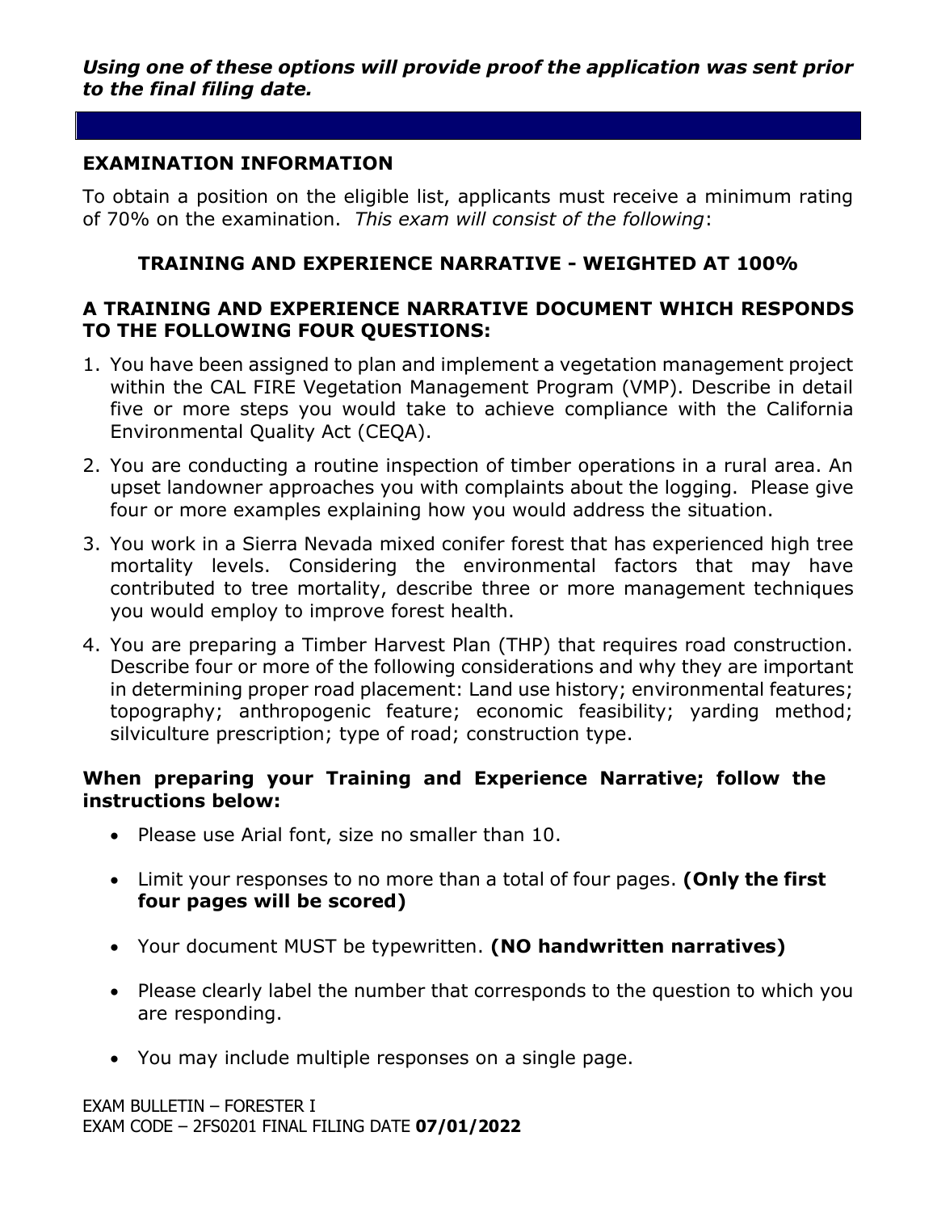***Using one of these options will provide proof the application was sent prior to the final filing date.***

## EXAMINATION INFORMATION

To obtain a position on the eligible list, applicants must receive a minimum rating of 70% on the examination. *This exam will consist of the following*:

### TRAINING AND EXPERIENCE NARRATIVE - WEIGHTED AT 100%

### A TRAINING AND EXPERIENCE NARRATIVE DOCUMENT WHICH RESPONDS TO THE FOLLOWING FOUR QUESTIONS:

1. You have been assigned to plan and implement a vegetation management project within the CAL FIRE Vegetation Management Program (VMP). Describe in detail five or more steps you would take to achieve compliance with the California Environmental Quality Act (CEQA).
2. You are conducting a routine inspection of timber operations in a rural area. An upset landowner approaches you with complaints about the logging. Please give four or more examples explaining how you would address the situation.
3. You work in a Sierra Nevada mixed conifer forest that has experienced high tree mortality levels. Considering the environmental factors that may have contributed to tree mortality, describe three or more management techniques you would employ to improve forest health.
4. You are preparing a Timber Harvest Plan (THP) that requires road construction. Describe four or more of the following considerations and why they are important in determining proper road placement: Land use history; environmental features; topography; anthropogenic feature; economic feasibility; yarding method; silviculture prescription; type of road; construction type.

**When preparing your Training and Experience Narrative; follow the instructions below:**

- Please use Arial font, size no smaller than 10.
- Limit your responses to no more than a total of four pages. **(Only the first four pages will be scored)**
- Your document MUST be typewritten. **(NO handwritten narratives)**
- Please clearly label the number that corresponds to the question to which you are responding.
- You may include multiple responses on a single page.

EXAM BULLETIN – FORESTER I
EXAM CODE – 2FS0201 FINAL FILING DATE **07/01/2022**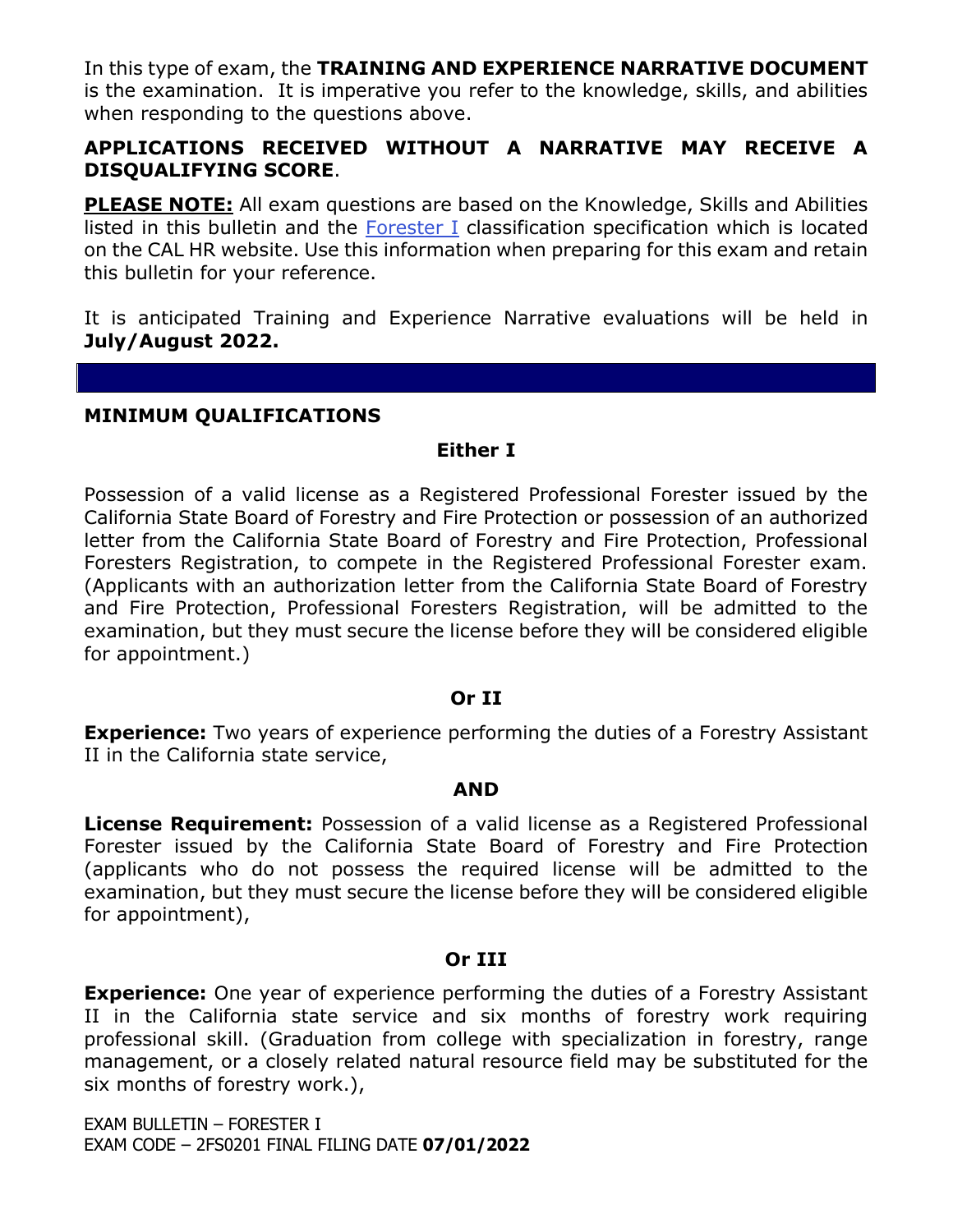In this type of exam, the **TRAINING AND EXPERIENCE NARRATIVE DOCUMENT** is the examination. It is imperative you refer to the knowledge, skills, and abilities when responding to the questions above.

**APPLICATIONS RECEIVED WITHOUT A NARRATIVE MAY RECEIVE A DISQUALIFYING SCORE**.

**PLEASE NOTE:** All exam questions are based on the Knowledge, Skills and Abilities listed in this bulletin and the Forester I classification specification which is located on the CAL HR website. Use this information when preparing for this exam and retain this bulletin for your reference.

It is anticipated Training and Experience Narrative evaluations will be held in **July/August 2022.**

## MINIMUM QUALIFICATIONS

**Either I**

Possession of a valid license as a Registered Professional Forester issued by the California State Board of Forestry and Fire Protection or possession of an authorized letter from the California State Board of Forestry and Fire Protection, Professional Foresters Registration, to compete in the Registered Professional Forester exam. (Applicants with an authorization letter from the California State Board of Forestry and Fire Protection, Professional Foresters Registration, will be admitted to the examination, but they must secure the license before they will be considered eligible for appointment.)

**Or II**

**Experience:** Two years of experience performing the duties of a Forestry Assistant II in the California state service,

**AND**

**License Requirement:** Possession of a valid license as a Registered Professional Forester issued by the California State Board of Forestry and Fire Protection (applicants who do not possess the required license will be admitted to the examination, but they must secure the license before they will be considered eligible for appointment),

**Or III**

**Experience:** One year of experience performing the duties of a Forestry Assistant II in the California state service and six months of forestry work requiring professional skill. (Graduation from college with specialization in forestry, range management, or a closely related natural resource field may be substituted for the six months of forestry work.),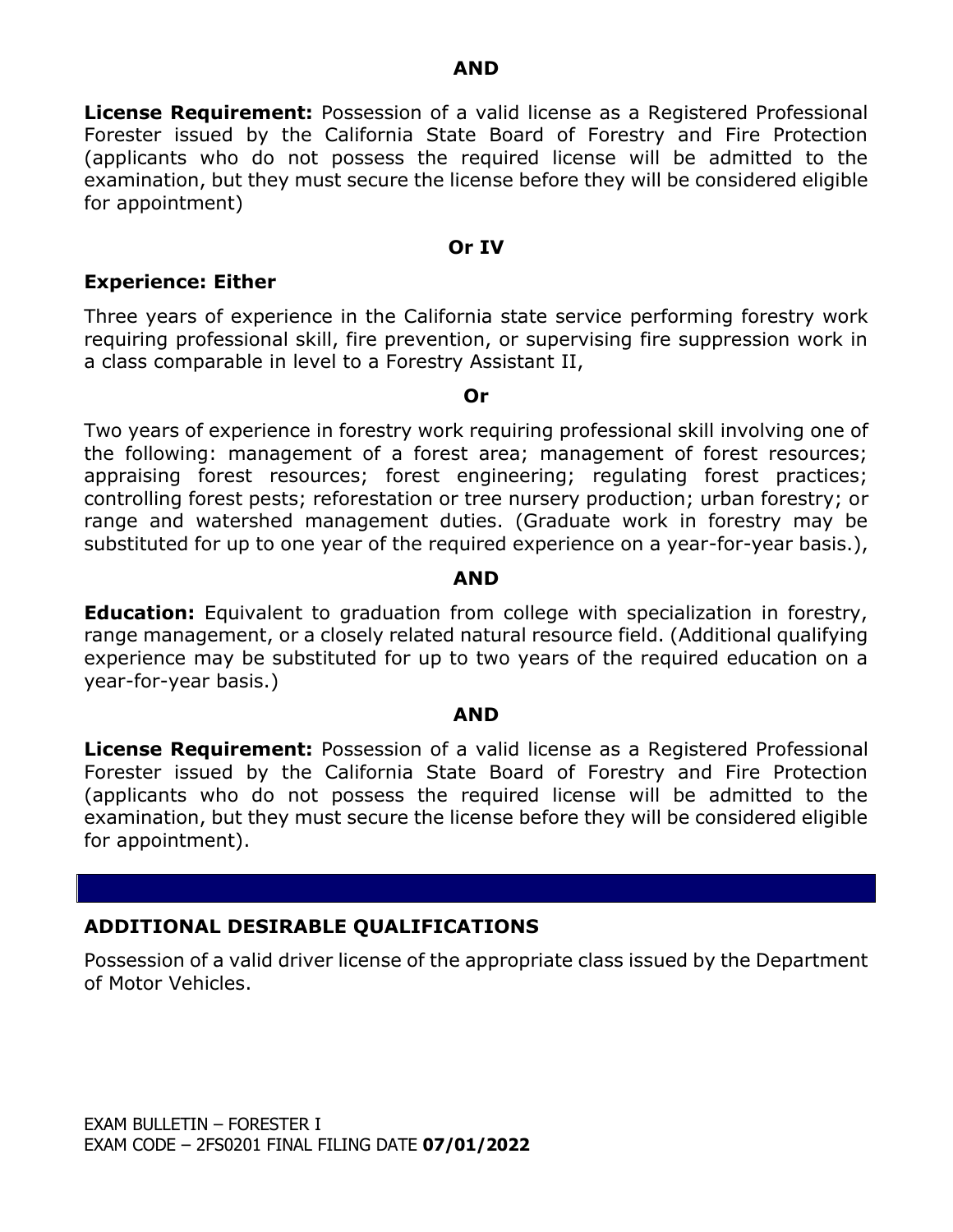**AND**

**License Requirement:** Possession of a valid license as a Registered Professional Forester issued by the California State Board of Forestry and Fire Protection (applicants who do not possess the required license will be admitted to the examination, but they must secure the license before they will be considered eligible for appointment)

**Or IV**

**Experience: Either**

Three years of experience in the California state service performing forestry work requiring professional skill, fire prevention, or supervising fire suppression work in a class comparable in level to a Forestry Assistant II,

**Or**

Two years of experience in forestry work requiring professional skill involving one of the following: management of a forest area; management of forest resources; appraising forest resources; forest engineering; regulating forest practices; controlling forest pests; reforestation or tree nursery production; urban forestry; or range and watershed management duties. (Graduate work in forestry may be substituted for up to one year of the required experience on a year-for-year basis.),

**AND**

**Education:** Equivalent to graduation from college with specialization in forestry, range management, or a closely related natural resource field. (Additional qualifying experience may be substituted for up to two years of the required education on a year-for-year basis.)

**AND**

**License Requirement:** Possession of a valid license as a Registered Professional Forester issued by the California State Board of Forestry and Fire Protection (applicants who do not possess the required license will be admitted to the examination, but they must secure the license before they will be considered eligible for appointment).

## ADDITIONAL DESIRABLE QUALIFICATIONS

Possession of a valid driver license of the appropriate class issued by the Department of Motor Vehicles.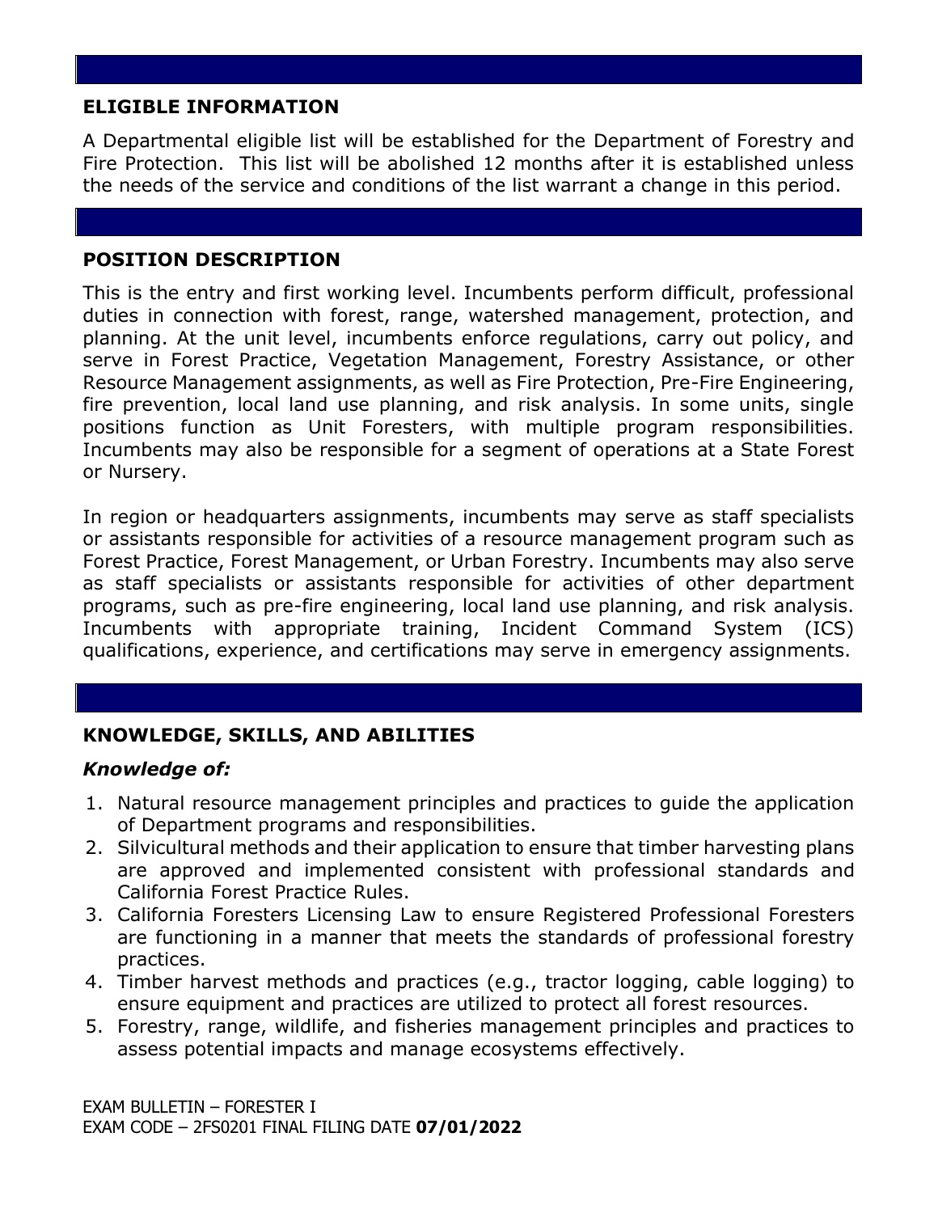## ELIGIBLE INFORMATION

A Departmental eligible list will be established for the Department of Forestry and Fire Protection. This list will be abolished 12 months after it is established unless the needs of the service and conditions of the list warrant a change in this period.

## POSITION DESCRIPTION

This is the entry and first working level. Incumbents perform difficult, professional duties in connection with forest, range, watershed management, protection, and planning. At the unit level, incumbents enforce regulations, carry out policy, and serve in Forest Practice, Vegetation Management, Forestry Assistance, or other Resource Management assignments, as well as Fire Protection, Pre-Fire Engineering, fire prevention, local land use planning, and risk analysis. In some units, single positions function as Unit Foresters, with multiple program responsibilities. Incumbents may also be responsible for a segment of operations at a State Forest or Nursery.

In region or headquarters assignments, incumbents may serve as staff specialists or assistants responsible for activities of a resource management program such as Forest Practice, Forest Management, or Urban Forestry. Incumbents may also serve as staff specialists or assistants responsible for activities of other department programs, such as pre-fire engineering, local land use planning, and risk analysis. Incumbents with appropriate training, Incident Command System (ICS) qualifications, experience, and certifications may serve in emergency assignments.

## KNOWLEDGE, SKILLS, AND ABILITIES

### *Knowledge of:*

1. Natural resource management principles and practices to guide the application of Department programs and responsibilities.
2. Silvicultural methods and their application to ensure that timber harvesting plans are approved and implemented consistent with professional standards and California Forest Practice Rules.
3. California Foresters Licensing Law to ensure Registered Professional Foresters are functioning in a manner that meets the standards of professional forestry practices.
4. Timber harvest methods and practices (e.g., tractor logging, cable logging) to ensure equipment and practices are utilized to protect all forest resources.
5. Forestry, range, wildlife, and fisheries management principles and practices to assess potential impacts and manage ecosystems effectively.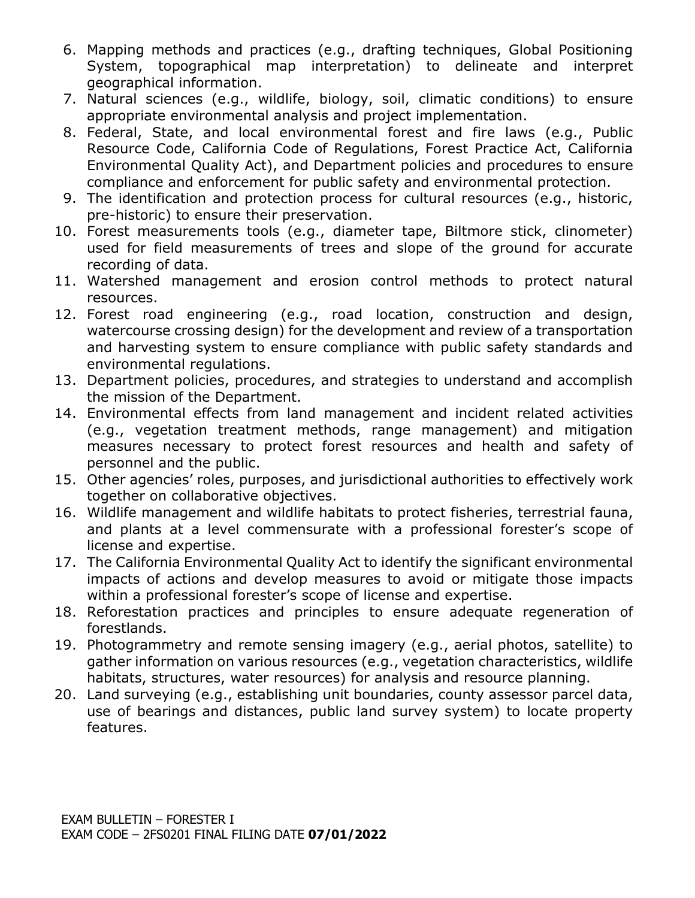6. Mapping methods and practices (e.g., drafting techniques, Global Positioning System, topographical map interpretation) to delineate and interpret geographical information.
7. Natural sciences (e.g., wildlife, biology, soil, climatic conditions) to ensure appropriate environmental analysis and project implementation.
8. Federal, State, and local environmental forest and fire laws (e.g., Public Resource Code, California Code of Regulations, Forest Practice Act, California Environmental Quality Act), and Department policies and procedures to ensure compliance and enforcement for public safety and environmental protection.
9. The identification and protection process for cultural resources (e.g., historic, pre-historic) to ensure their preservation.
10. Forest measurements tools (e.g., diameter tape, Biltmore stick, clinometer) used for field measurements of trees and slope of the ground for accurate recording of data.
11. Watershed management and erosion control methods to protect natural resources.
12. Forest road engineering (e.g., road location, construction and design, watercourse crossing design) for the development and review of a transportation and harvesting system to ensure compliance with public safety standards and environmental regulations.
13. Department policies, procedures, and strategies to understand and accomplish the mission of the Department.
14. Environmental effects from land management and incident related activities (e.g., vegetation treatment methods, range management) and mitigation measures necessary to protect forest resources and health and safety of personnel and the public.
15. Other agencies' roles, purposes, and jurisdictional authorities to effectively work together on collaborative objectives.
16. Wildlife management and wildlife habitats to protect fisheries, terrestrial fauna, and plants at a level commensurate with a professional forester's scope of license and expertise.
17. The California Environmental Quality Act to identify the significant environmental impacts of actions and develop measures to avoid or mitigate those impacts within a professional forester's scope of license and expertise.
18. Reforestation practices and principles to ensure adequate regeneration of forestlands.
19. Photogrammetry and remote sensing imagery (e.g., aerial photos, satellite) to gather information on various resources (e.g., vegetation characteristics, wildlife habitats, structures, water resources) for analysis and resource planning.
20. Land surveying (e.g., establishing unit boundaries, county assessor parcel data, use of bearings and distances, public land survey system) to locate property features.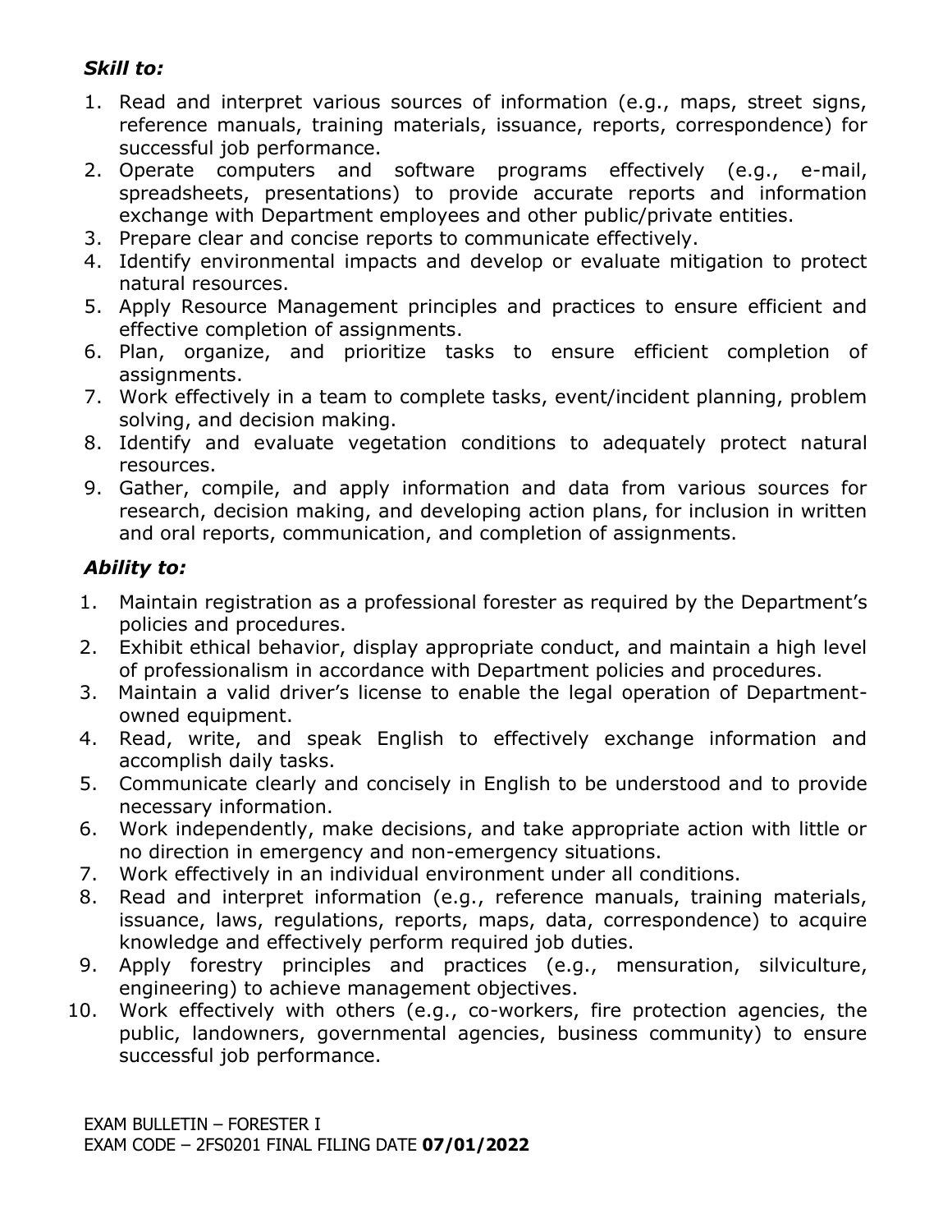***Skill to:***

1. Read and interpret various sources of information (e.g., maps, street signs, reference manuals, training materials, issuance, reports, correspondence) for successful job performance.
2. Operate computers and software programs effectively (e.g., e-mail, spreadsheets, presentations) to provide accurate reports and information exchange with Department employees and other public/private entities.
3. Prepare clear and concise reports to communicate effectively.
4. Identify environmental impacts and develop or evaluate mitigation to protect natural resources.
5. Apply Resource Management principles and practices to ensure efficient and effective completion of assignments.
6. Plan, organize, and prioritize tasks to ensure efficient completion of assignments.
7. Work effectively in a team to complete tasks, event/incident planning, problem solving, and decision making.
8. Identify and evaluate vegetation conditions to adequately protect natural resources.
9. Gather, compile, and apply information and data from various sources for research, decision making, and developing action plans, for inclusion in written and oral reports, communication, and completion of assignments.

***Ability to:***

1. Maintain registration as a professional forester as required by the Department's policies and procedures.
2. Exhibit ethical behavior, display appropriate conduct, and maintain a high level of professionalism in accordance with Department policies and procedures.
3. Maintain a valid driver's license to enable the legal operation of Department-owned equipment.
4. Read, write, and speak English to effectively exchange information and accomplish daily tasks.
5. Communicate clearly and concisely in English to be understood and to provide necessary information.
6. Work independently, make decisions, and take appropriate action with little or no direction in emergency and non-emergency situations.
7. Work effectively in an individual environment under all conditions.
8. Read and interpret information (e.g., reference manuals, training materials, issuance, laws, regulations, reports, maps, data, correspondence) to acquire knowledge and effectively perform required job duties.
9. Apply forestry principles and practices (e.g., mensuration, silviculture, engineering) to achieve management objectives.
10. Work effectively with others (e.g., co-workers, fire protection agencies, the public, landowners, governmental agencies, business community) to ensure successful job performance.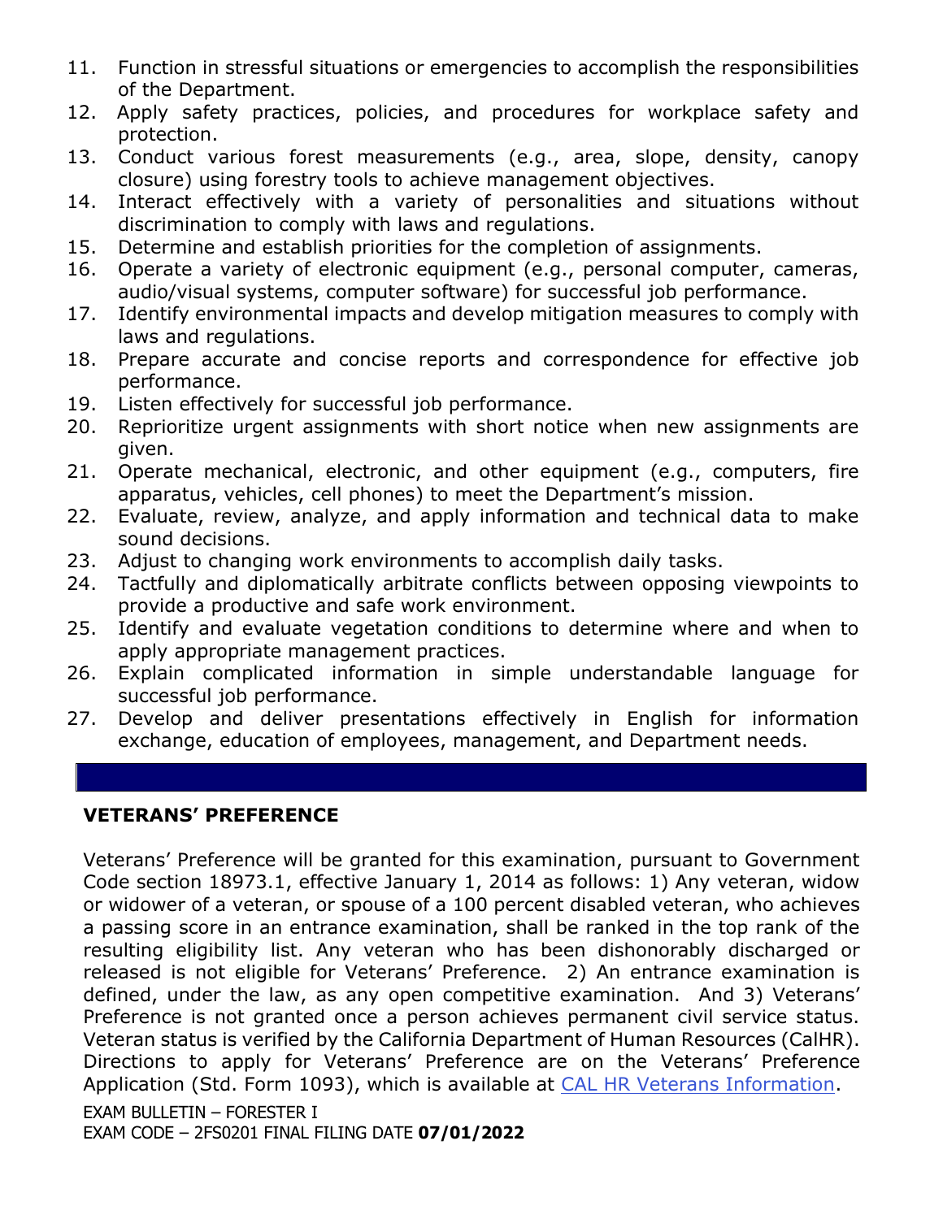11. Function in stressful situations or emergencies to accomplish the responsibilities of the Department.
12. Apply safety practices, policies, and procedures for workplace safety and protection.
13. Conduct various forest measurements (e.g., area, slope, density, canopy closure) using forestry tools to achieve management objectives.
14. Interact effectively with a variety of personalities and situations without discrimination to comply with laws and regulations.
15. Determine and establish priorities for the completion of assignments.
16. Operate a variety of electronic equipment (e.g., personal computer, cameras, audio/visual systems, computer software) for successful job performance.
17. Identify environmental impacts and develop mitigation measures to comply with laws and regulations.
18. Prepare accurate and concise reports and correspondence for effective job performance.
19. Listen effectively for successful job performance.
20. Reprioritize urgent assignments with short notice when new assignments are given.
21. Operate mechanical, electronic, and other equipment (e.g., computers, fire apparatus, vehicles, cell phones) to meet the Department's mission.
22. Evaluate, review, analyze, and apply information and technical data to make sound decisions.
23. Adjust to changing work environments to accomplish daily tasks.
24. Tactfully and diplomatically arbitrate conflicts between opposing viewpoints to provide a productive and safe work environment.
25. Identify and evaluate vegetation conditions to determine where and when to apply appropriate management practices.
26. Explain complicated information in simple understandable language for successful job performance.
27. Develop and deliver presentations effectively in English for information exchange, education of employees, management, and Department needs.

## VETERANS' PREFERENCE

Veterans' Preference will be granted for this examination, pursuant to Government Code section 18973.1, effective January 1, 2014 as follows: 1) Any veteran, widow or widower of a veteran, or spouse of a 100 percent disabled veteran, who achieves a passing score in an entrance examination, shall be ranked in the top rank of the resulting eligibility list. Any veteran who has been dishonorably discharged or released is not eligible for Veterans' Preference. 2) An entrance examination is defined, under the law, as any open competitive examination. And 3) Veterans' Preference is not granted once a person achieves permanent civil service status. Veteran status is verified by the California Department of Human Resources (CalHR). Directions to apply for Veterans' Preference are on the Veterans' Preference Application (Std. Form 1093), which is available at CAL HR Veterans Information.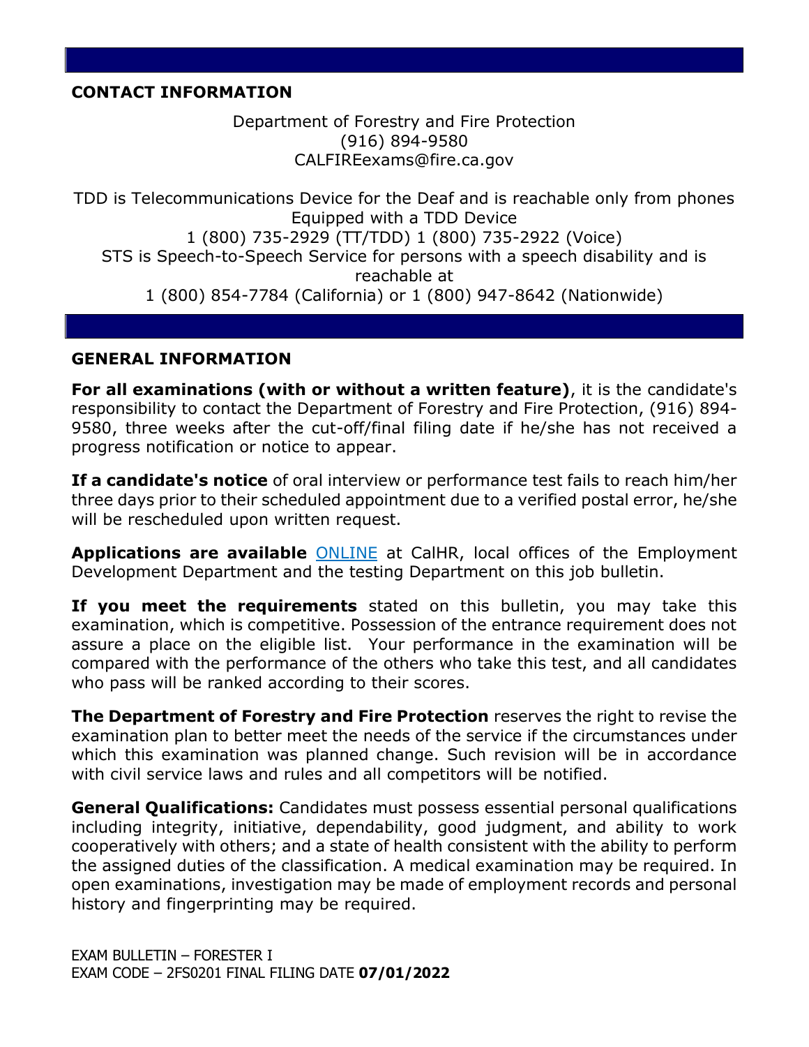## CONTACT INFORMATION

Department of Forestry and Fire Protection
(916) 894-9580
CALFIREexams@fire.ca.gov

TDD is Telecommunications Device for the Deaf and is reachable only from phones Equipped with a TDD Device
1 (800) 735-2929 (TT/TDD) 1 (800) 735-2922 (Voice)
STS is Speech-to-Speech Service for persons with a speech disability and is reachable at
1 (800) 854-7784 (California) or 1 (800) 947-8642 (Nationwide)

## GENERAL INFORMATION

**For all examinations (with or without a written feature)**, it is the candidate's responsibility to contact the Department of Forestry and Fire Protection, (916) 894-9580, three weeks after the cut-off/final filing date if he/she has not received a progress notification or notice to appear.

**If a candidate's notice** of oral interview or performance test fails to reach him/her three days prior to their scheduled appointment due to a verified postal error, he/she will be rescheduled upon written request.

**Applications are available** ONLINE at CalHR, local offices of the Employment Development Department and the testing Department on this job bulletin.

**If you meet the requirements** stated on this bulletin, you may take this examination, which is competitive. Possession of the entrance requirement does not assure a place on the eligible list. Your performance in the examination will be compared with the performance of the others who take this test, and all candidates who pass will be ranked according to their scores.

**The Department of Forestry and Fire Protection** reserves the right to revise the examination plan to better meet the needs of the service if the circumstances under which this examination was planned change. Such revision will be in accordance with civil service laws and rules and all competitors will be notified.

**General Qualifications:** Candidates must possess essential personal qualifications including integrity, initiative, dependability, good judgment, and ability to work cooperatively with others; and a state of health consistent with the ability to perform the assigned duties of the classification. A medical examination may be required. In open examinations, investigation may be made of employment records and personal history and fingerprinting may be required.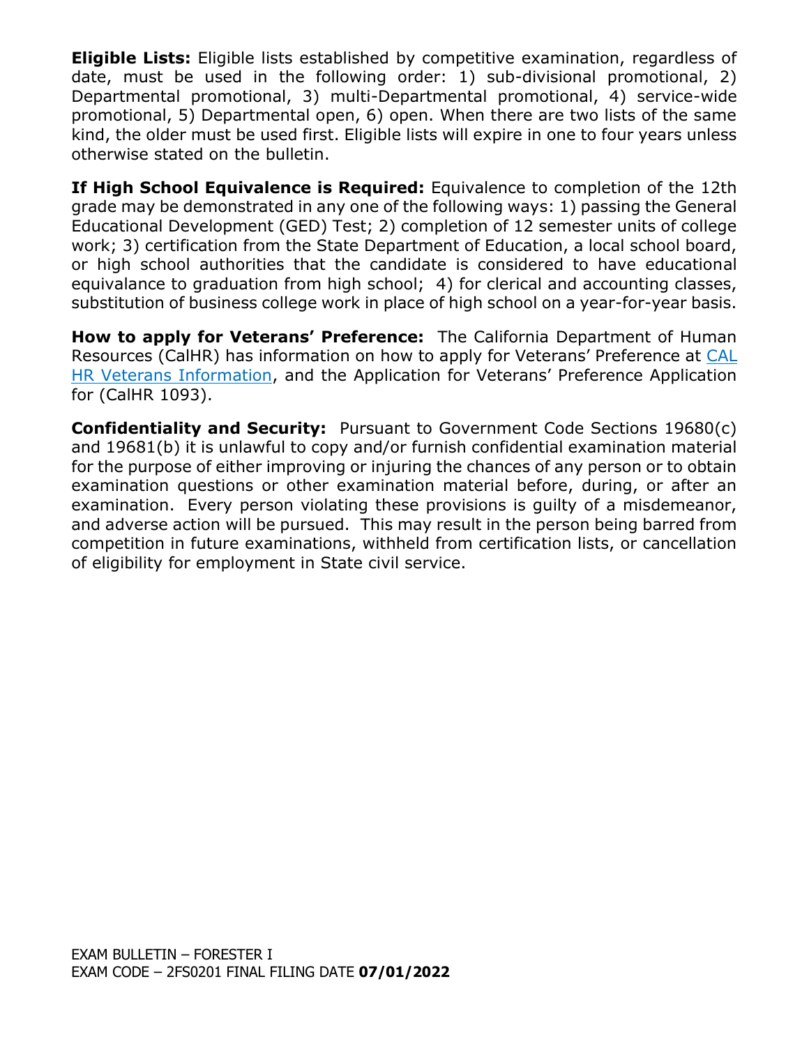**Eligible Lists:** Eligible lists established by competitive examination, regardless of date, must be used in the following order: 1) sub-divisional promotional, 2) Departmental promotional, 3) multi-Departmental promotional, 4) service-wide promotional, 5) Departmental open, 6) open. When there are two lists of the same kind, the older must be used first. Eligible lists will expire in one to four years unless otherwise stated on the bulletin.

**If High School Equivalence is Required:** Equivalence to completion of the 12th grade may be demonstrated in any one of the following ways: 1) passing the General Educational Development (GED) Test; 2) completion of 12 semester units of college work; 3) certification from the State Department of Education, a local school board, or high school authorities that the candidate is considered to have educational equivalance to graduation from high school; 4) for clerical and accounting classes, substitution of business college work in place of high school on a year-for-year basis.

**How to apply for Veterans' Preference:** The California Department of Human Resources (CalHR) has information on how to apply for Veterans' Preference at CAL HR Veterans Information, and the Application for Veterans' Preference Application for (CalHR 1093).

**Confidentiality and Security:** Pursuant to Government Code Sections 19680(c) and 19681(b) it is unlawful to copy and/or furnish confidential examination material for the purpose of either improving or injuring the chances of any person or to obtain examination questions or other examination material before, during, or after an examination. Every person violating these provisions is guilty of a misdemeanor, and adverse action will be pursued. This may result in the person being barred from competition in future examinations, withheld from certification lists, or cancellation of eligibility for employment in State civil service.